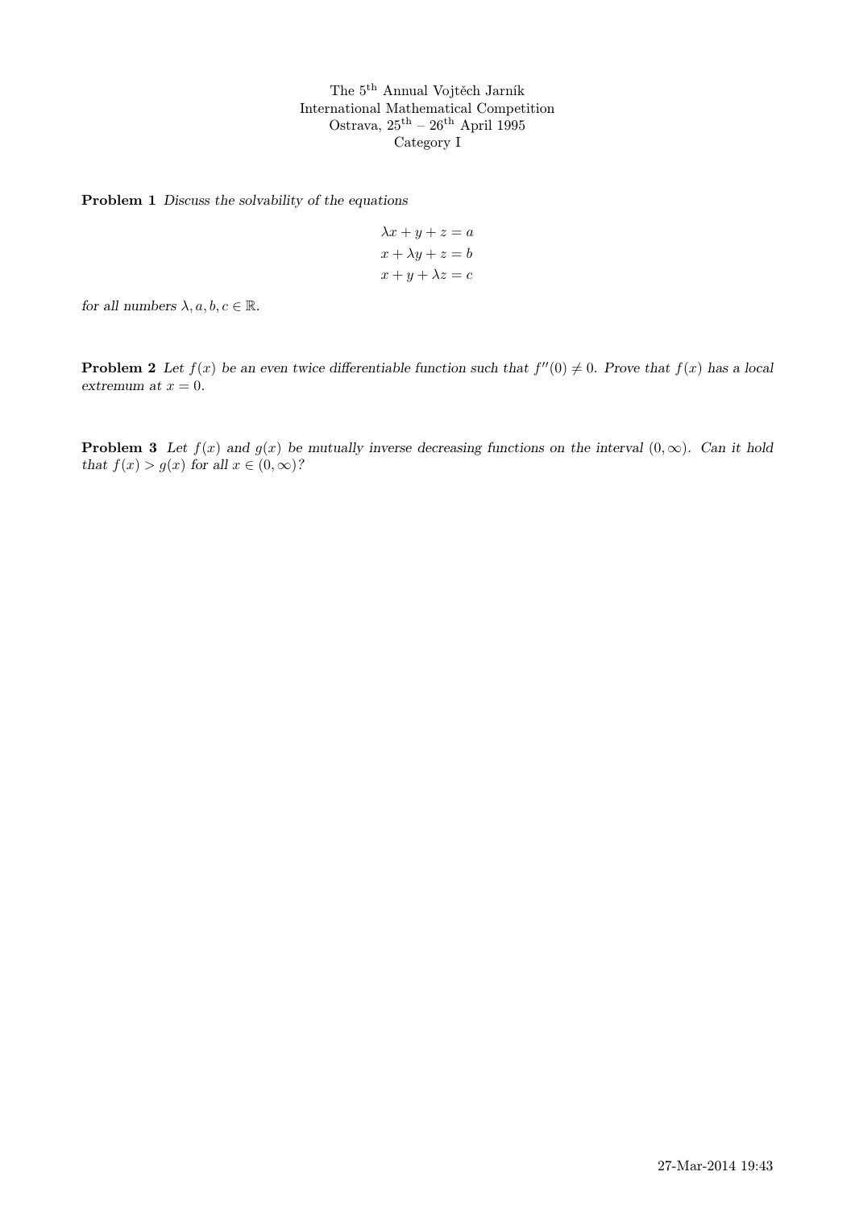The 5$^{\text{th}}$ Annual Vojtěch Jarník
International Mathematical Competition
Ostrava, 25$^{\text{th}}$ – 26$^{\text{th}}$ April 1995
Category I

**Problem 1** *Discuss the solvability of the equations*

$$\lambda x + y + z = a$$
$$x + \lambda y + z = b$$
$$x + y + \lambda z = c$$

*for all numbers $\lambda, a, b, c \in \mathbb{R}$.*

**Problem 2** *Let $f(x)$ be an even twice differentiable function such that $f''(0) \neq 0$. Prove that $f(x)$ has a local extremum at $x = 0$.*

**Problem 3** *Let $f(x)$ and $g(x)$ be mutually inverse decreasing functions on the interval $(0, \infty)$. Can it hold that $f(x) > g(x)$ for all $x \in (0, \infty)$?*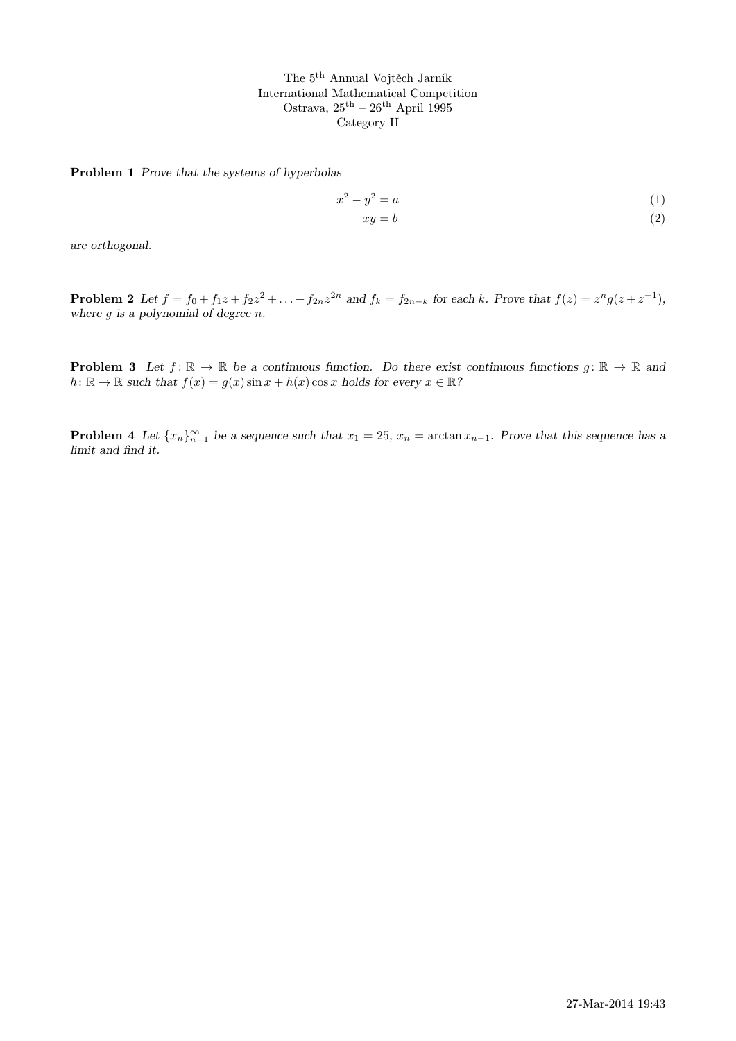The 5th Annual Vojtěch Jarník
International Mathematical Competition
Ostrava, 25th – 26th April 1995
Category II

**Problem 1** *Prove that the systems of hyperbolas*

$$x^2 - y^2 = a \tag{1}$$

$$xy = b \tag{2}$$

*are orthogonal.*

**Problem 2** *Let $f = f_0 + f_1 z + f_2 z^2 + \ldots + f_{2n} z^{2n}$ and $f_k = f_{2n-k}$ for each $k$. Prove that $f(z) = z^n g(z + z^{-1})$, where $g$ is a polynomial of degree $n$.*

**Problem 3** *Let $f\colon \mathbb{R} \to \mathbb{R}$ be a continuous function. Do there exist continuous functions $g\colon \mathbb{R} \to \mathbb{R}$ and $h\colon \mathbb{R} \to \mathbb{R}$ such that $f(x) = g(x) \sin x + h(x) \cos x$ holds for every $x \in \mathbb{R}$?*

**Problem 4** *Let $\{x_n\}_{n=1}^{\infty}$ be a sequence such that $x_1 = 25$, $x_n = \arctan x_{n-1}$. Prove that this sequence has a limit and find it.*